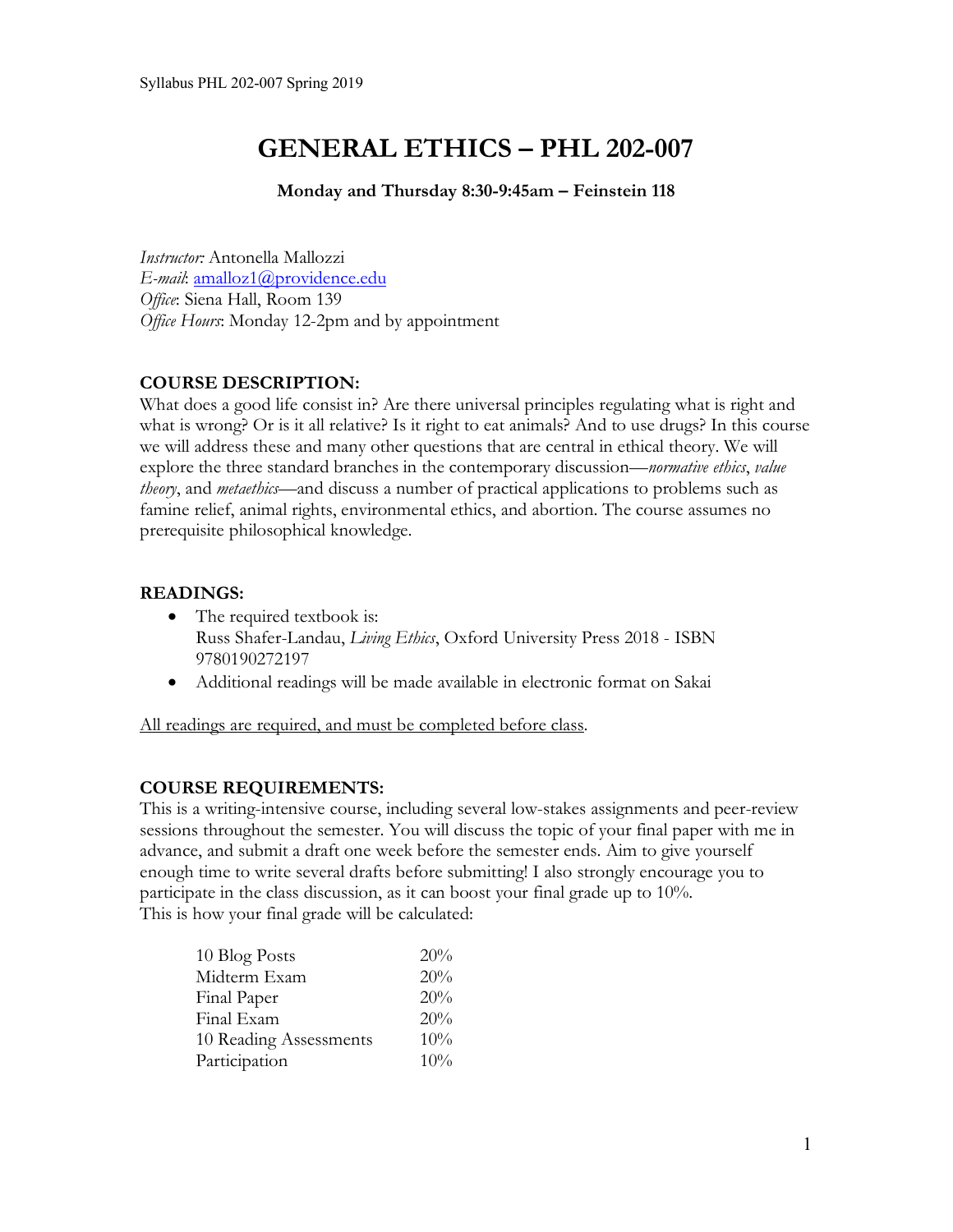# GENERAL ETHICS – PHL 202-007

**Monday and Thursday 8:30-9:45am – Feinstein 118**

*Instructor*: Antonella Mallozzi
*E-mail*: amalloz1@providence.edu
*Office*: Siena Hall, Room 139
*Office Hours*: Monday 12-2pm and by appointment

## COURSE DESCRIPTION:

What does a good life consist in? Are there universal principles regulating what is right and what is wrong? Or is it all relative? Is it right to eat animals? And to use drugs? In this course we will address these and many other questions that are central in ethical theory. We will explore the three standard branches in the contemporary discussion—*normative ethics*, *value theory*, and *metaethics*—and discuss a number of practical applications to problems such as famine relief, animal rights, environmental ethics, and abortion. The course assumes no prerequisite philosophical knowledge.

## READINGS:

- The required textbook is:
  Russ Shafer-Landau, *Living Ethics*, Oxford University Press 2018 - ISBN 9780190272197
- Additional readings will be made available in electronic format on Sakai

<u>All readings are required, and must be completed before class</u>.

## COURSE REQUIREMENTS:

This is a writing-intensive course, including several low-stakes assignments and peer-review sessions throughout the semester. You will discuss the topic of your final paper with me in advance, and submit a draft one week before the semester ends. Aim to give yourself enough time to write several drafts before submitting! I also strongly encourage you to participate in the class discussion, as it can boost your final grade up to 10%.
This is how your final grade will be calculated:

| | |
|---|---|
| 10 Blog Posts | 20% |
| Midterm Exam | 20% |
| Final Paper | 20% |
| Final Exam | 20% |
| 10 Reading Assessments | 10% |
| Participation | 10% |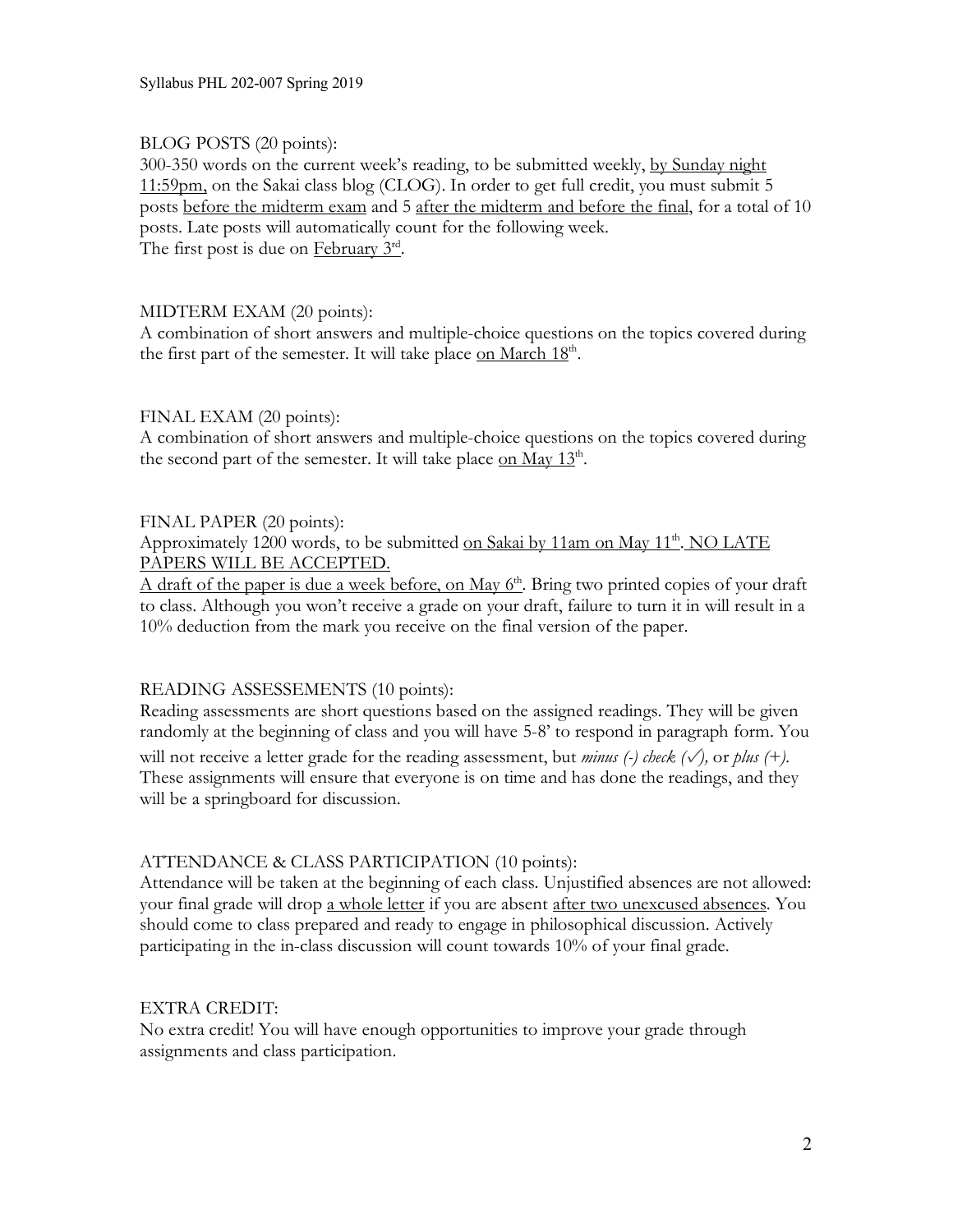BLOG POSTS (20 points):
300-350 words on the current week's reading, to be submitted weekly, by Sunday night 11:59pm, on the Sakai class blog (CLOG). In order to get full credit, you must submit 5 posts before the midterm exam and 5 after the midterm and before the final, for a total of 10 posts. Late posts will automatically count for the following week.
The first post is due on February 3rd.

MIDTERM EXAM (20 points):
A combination of short answers and multiple-choice questions on the topics covered during the first part of the semester. It will take place on March 18th.

FINAL EXAM (20 points):
A combination of short answers and multiple-choice questions on the topics covered during the second part of the semester. It will take place on May 13th.

FINAL PAPER (20 points):
Approximately 1200 words, to be submitted on Sakai by 11am on May 11th. NO LATE PAPERS WILL BE ACCEPTED.
A draft of the paper is due a week before, on May 6th. Bring two printed copies of your draft to class. Although you won't receive a grade on your draft, failure to turn it in will result in a 10% deduction from the mark you receive on the final version of the paper.

READING ASSESSEMENTS (10 points):
Reading assessments are short questions based on the assigned readings. They will be given randomly at the beginning of class and you will have 5-8' to respond in paragraph form. You will not receive a letter grade for the reading assessment, but *minus (-) check (✓),* or *plus (+).* These assignments will ensure that everyone is on time and has done the readings, and they will be a springboard for discussion.

ATTENDANCE & CLASS PARTICIPATION (10 points):
Attendance will be taken at the beginning of each class. Unjustified absences are not allowed: your final grade will drop a whole letter if you are absent after two unexcused absences. You should come to class prepared and ready to engage in philosophical discussion. Actively participating in the in-class discussion will count towards 10% of your final grade.

EXTRA CREDIT:
No extra credit! You will have enough opportunities to improve your grade through assignments and class participation.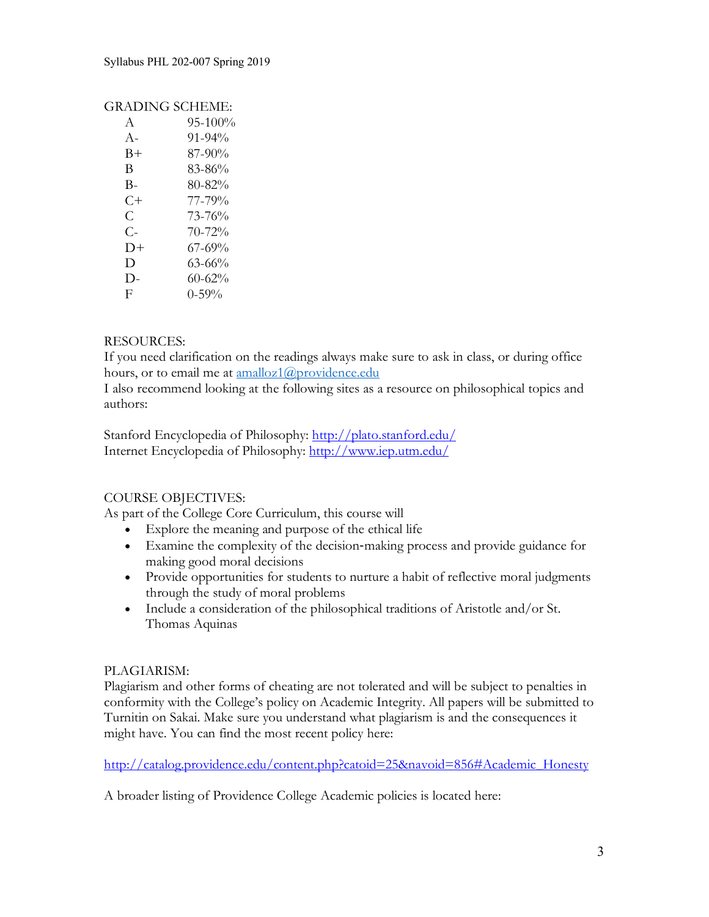GRADING SCHEME:

| | |
|---|---|
| A | 95-100% |
| A- | 91-94% |
| B+ | 87-90% |
| B | 83-86% |
| B- | 80-82% |
| C+ | 77-79% |
| C | 73-76% |
| C- | 70-72% |
| D+ | 67-69% |
| D | 63-66% |
| D- | 60-62% |
| F | 0-59% |

RESOURCES:
If you need clarification on the readings always make sure to ask in class, or during office hours, or to email me at amalloz1@providence.edu
I also recommend looking at the following sites as a resource on philosophical topics and authors:

Stanford Encyclopedia of Philosophy: http://plato.stanford.edu/
Internet Encyclopedia of Philosophy: http://www.iep.utm.edu/

COURSE OBJECTIVES:
As part of the College Core Curriculum, this course will

- Explore the meaning and purpose of the ethical life
- Examine the complexity of the decision-making process and provide guidance for making good moral decisions
- Provide opportunities for students to nurture a habit of reflective moral judgments through the study of moral problems
- Include a consideration of the philosophical traditions of Aristotle and/or St. Thomas Aquinas

PLAGIARISM:
Plagiarism and other forms of cheating are not tolerated and will be subject to penalties in conformity with the College's policy on Academic Integrity. All papers will be submitted to Turnitin on Sakai. Make sure you understand what plagiarism is and the consequences it might have. You can find the most recent policy here:

http://catalog.providence.edu/content.php?catoid=25&navoid=856#Academic_Honesty

A broader listing of Providence College Academic policies is located here: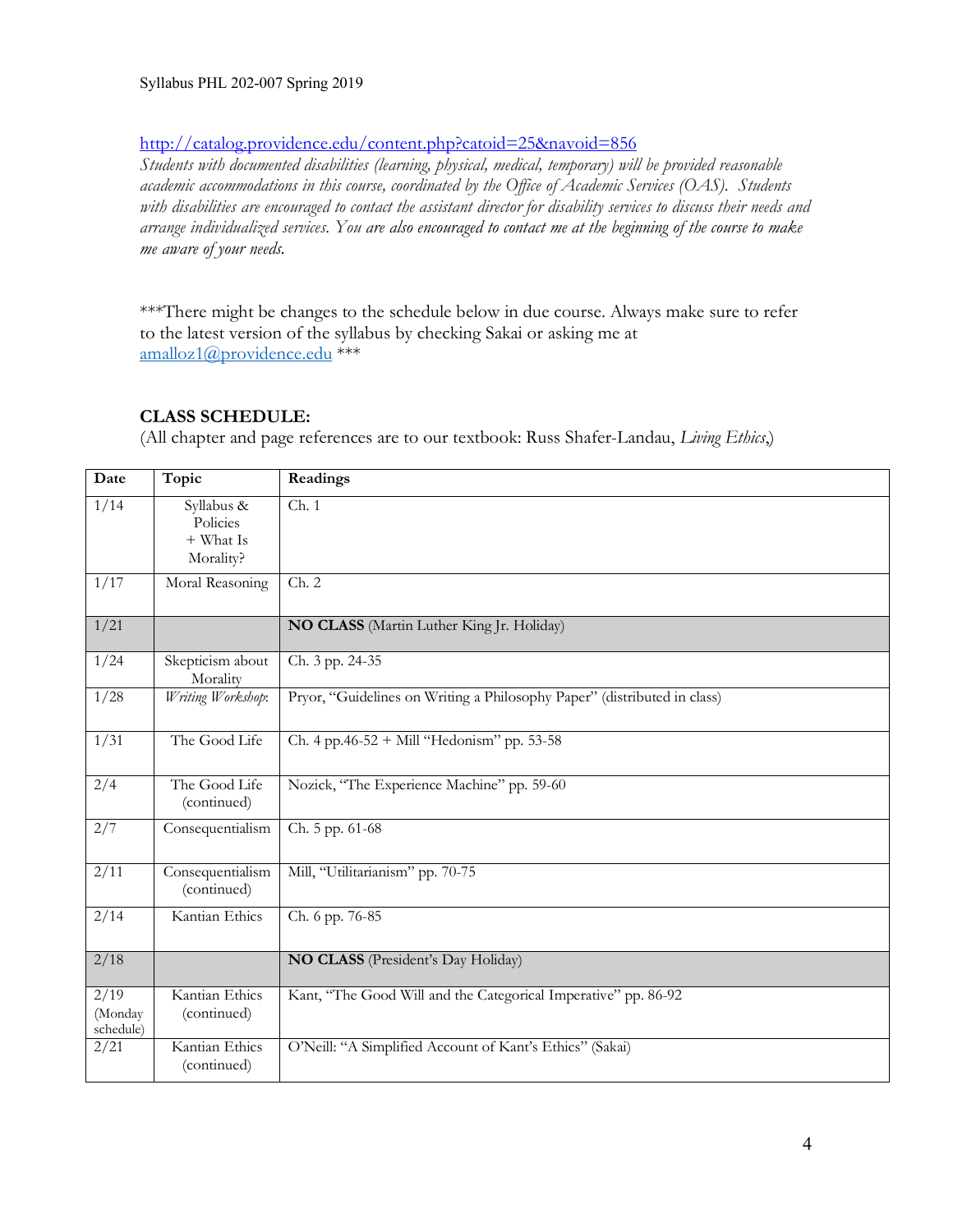http://catalog.providence.edu/content.php?catoid=25&navoid=856

*Students with documented disabilities (learning, physical, medical, temporary) will be provided reasonable academic accommodations in this course, coordinated by the Office of Academic Services (OAS). Students with disabilities are encouraged to contact the assistant director for disability services to discuss their needs and arrange individualized services. You are also encouraged to contact me at the beginning of the course to make me aware of your needs.*

***There might be changes to the schedule below in due course. Always make sure to refer to the latest version of the syllabus by checking Sakai or asking me at amalloz1@providence.edu ***

### CLASS SCHEDULE:

(All chapter and page references are to our textbook: Russ Shafer-Landau, *Living Ethics*,)

| Date | Topic | Readings |
|---|---|---|
| 1/14 | Syllabus & Policies + What Is Morality? | Ch. 1 |
| 1/17 | Moral Reasoning | Ch. 2 |
| 1/21 | | **NO CLASS** (Martin Luther King Jr. Holiday) |
| 1/24 | Skepticism about Morality | Ch. 3 pp. 24-35 |
| 1/28 | *Writing Workshop*: | Pryor, "Guidelines on Writing a Philosophy Paper" (distributed in class) |
| 1/31 | The Good Life | Ch. 4 pp.46-52 + Mill "Hedonism" pp. 53-58 |
| 2/4 | The Good Life (continued) | Nozick, "The Experience Machine" pp. 59-60 |
| 2/7 | Consequentialism | Ch. 5 pp. 61-68 |
| 2/11 | Consequentialism (continued) | Mill, "Utilitarianism" pp. 70-75 |
| 2/14 | Kantian Ethics | Ch. 6 pp. 76-85 |
| 2/18 | | **NO CLASS** (President's Day Holiday) |
| 2/19 (Monday schedule) | Kantian Ethics (continued) | Kant, "The Good Will and the Categorical Imperative" pp. 86-92 |
| 2/21 | Kantian Ethics (continued) | O'Neill: "A Simplified Account of Kant's Ethics" (Sakai) |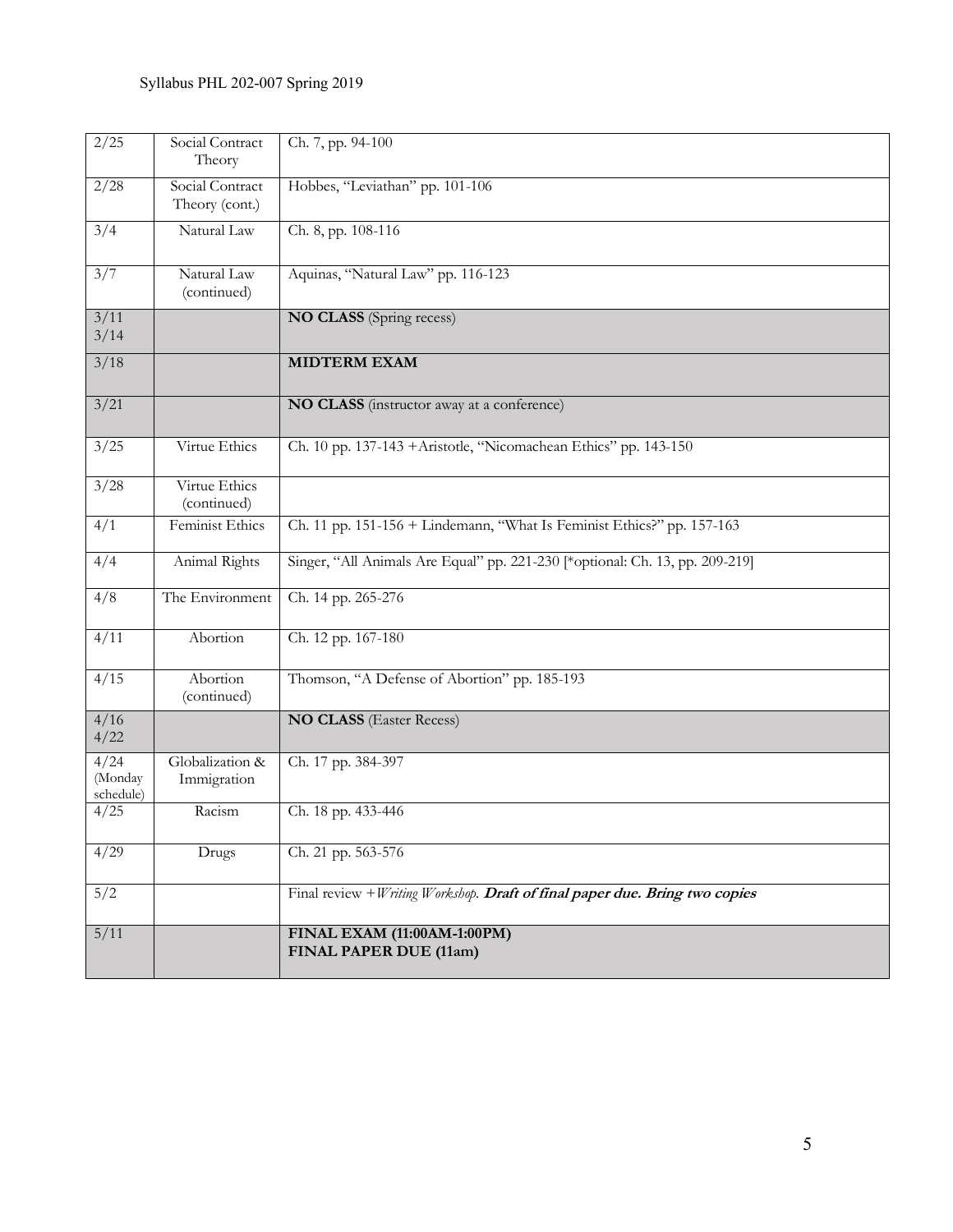| | | |
|---|---|---|
| 2/25 | Social Contract Theory | Ch. 7, pp. 94-100 |
| 2/28 | Social Contract Theory (cont.) | Hobbes, "Leviathan" pp. 101-106 |
| 3/4 | Natural Law | Ch. 8, pp. 108-116 |
| 3/7 | Natural Law (continued) | Aquinas, "Natural Law" pp. 116-123 |
| 3/11 3/14 | | **NO CLASS** (Spring recess) |
| 3/18 | | **MIDTERM EXAM** |
| 3/21 | | **NO CLASS** (instructor away at a conference) |
| 3/25 | Virtue Ethics | Ch. 10 pp. 137-143 +Aristotle, "Nicomachean Ethics" pp. 143-150 |
| 3/28 | Virtue Ethics (continued) | |
| 4/1 | Feminist Ethics | Ch. 11 pp. 151-156 + Lindemann, "What Is Feminist Ethics?" pp. 157-163 |
| 4/4 | Animal Rights | Singer, "All Animals Are Equal" pp. 221-230 [*optional: Ch. 13, pp. 209-219] |
| 4/8 | The Environment | Ch. 14 pp. 265-276 |
| 4/11 | Abortion | Ch. 12 pp. 167-180 |
| 4/15 | Abortion (continued) | Thomson, "A Defense of Abortion" pp. 185-193 |
| 4/16 4/22 | | **NO CLASS** (Easter Recess) |
| 4/24 (Monday schedule) | Globalization & Immigration | Ch. 17 pp. 384-397 |
| 4/25 | Racism | Ch. 18 pp. 433-446 |
| 4/29 | Drugs | Ch. 21 pp. 563-576 |
| 5/2 | | Final review +*Writing Workshop.* ***Draft of final paper due. Bring two copies*** |
| 5/11 | | **FINAL EXAM (11:00AM-1:00PM)** **FINAL PAPER DUE (11am)** |